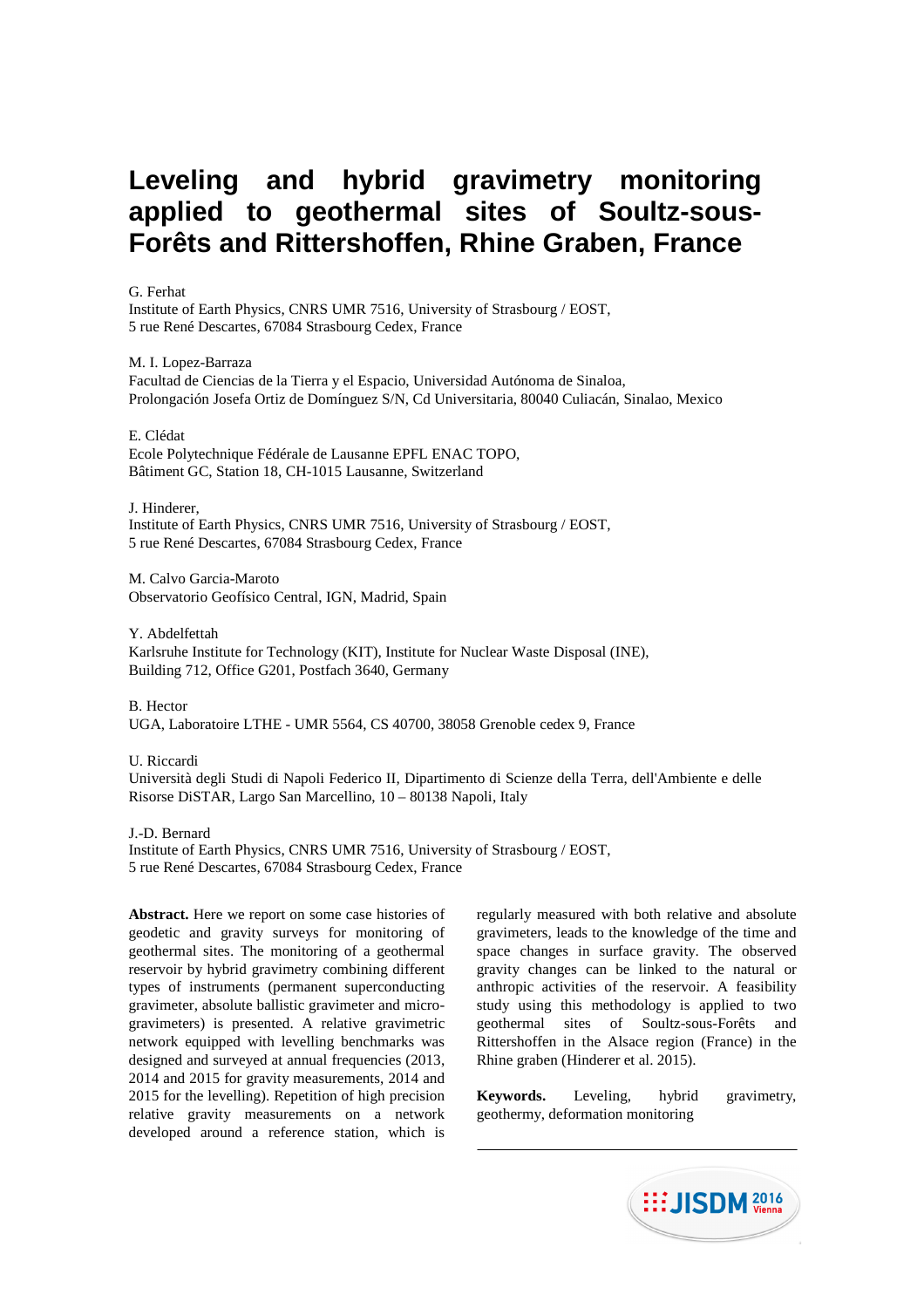# Leveling and hybrid gravimetry monitoring applied to geothermal sites of Soultz-sous-Forêts and Rittershoffen, Rhine Graben, France

G. Ferhat
Institute of Earth Physics, CNRS UMR 7516, University of Strasbourg / EOST,
5 rue René Descartes, 67084 Strasbourg Cedex, France

M. I. Lopez-Barraza
Facultad de Ciencias de la Tierra y el Espacio, Universidad Autónoma de Sinaloa,
Prolongación Josefa Ortiz de Domínguez S/N, Cd Universitaria, 80040 Culiacán, Sinalao, Mexico

E. Clédat
Ecole Polytechnique Fédérale de Lausanne EPFL ENAC TOPO,
Bâtiment GC, Station 18, CH-1015 Lausanne, Switzerland

J. Hinderer,
Institute of Earth Physics, CNRS UMR 7516, University of Strasbourg / EOST,
5 rue René Descartes, 67084 Strasbourg Cedex, France

M. Calvo Garcia-Maroto
Observatorio Geofísico Central, IGN, Madrid, Spain

Y. Abdelfettah
Karlsruhe Institute for Technology (KIT), Institute for Nuclear Waste Disposal (INE),
Building 712, Office G201, Postfach 3640, Germany

B. Hector
UGA, Laboratoire LTHE - UMR 5564, CS 40700, 38058 Grenoble cedex 9, France

U. Riccardi
Università degli Studi di Napoli Federico II, Dipartimento di Scienze della Terra, dell'Ambiente e delle Risorse DiSTAR, Largo San Marcellino, 10 – 80138 Napoli, Italy

J.-D. Bernard
Institute of Earth Physics, CNRS UMR 7516, University of Strasbourg / EOST,
5 rue René Descartes, 67084 Strasbourg Cedex, France

**Abstract.** Here we report on some case histories of geodetic and gravity surveys for monitoring of geothermal sites. The monitoring of a geothermal reservoir by hybrid gravimetry combining different types of instruments (permanent superconducting gravimeter, absolute ballistic gravimeter and micro-gravimeters) is presented. A relative gravimetric network equipped with levelling benchmarks was designed and surveyed at annual frequencies (2013, 2014 and 2015 for gravity measurements, 2014 and 2015 for the levelling). Repetition of high precision relative gravity measurements on a network developed around a reference station, which is regularly measured with both relative and absolute gravimeters, leads to the knowledge of the time and space changes in surface gravity. The observed gravity changes can be linked to the natural or anthropic activities of the reservoir. A feasibility study using this methodology is applied to two geothermal sites of Soultz-sous-Forêts and Rittershoffen in the Alsace region (France) in the Rhine graben (Hinderer et al. 2015).

**Keywords.** Leveling, hybrid gravimetry, geothermy, deformation monitoring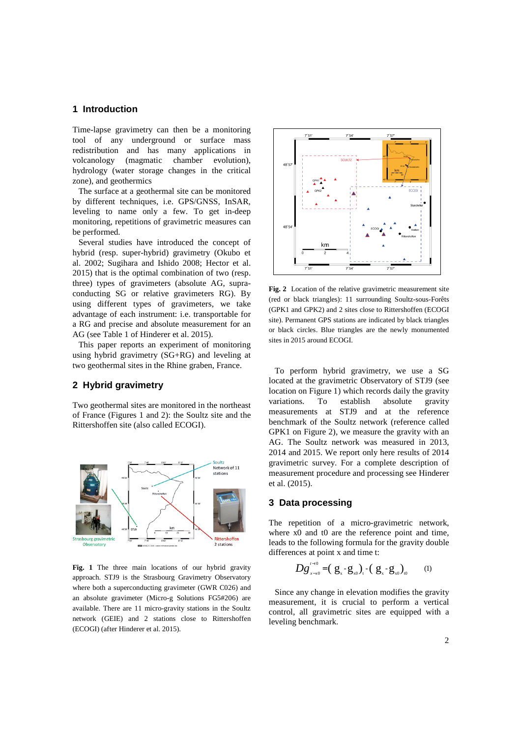## 1 Introduction

Time-lapse gravimetry can then be a monitoring tool of any underground or surface mass redistribution and has many applications in volcanology (magmatic chamber evolution), hydrology (water storage changes in the critical zone), and geothermics

The surface at a geothermal site can be monitored by different techniques, i.e. GPS/GNSS, InSAR, leveling to name only a few. To get in-deep monitoring, repetitions of gravimetric measures can be performed.

Several studies have introduced the concept of hybrid (resp. super-hybrid) gravimetry (Okubo et al. 2002; Sugihara and Ishido 2008; Hector et al. 2015) that is the optimal combination of two (resp. three) types of gravimeters (absolute AG, supra-conducting SG or relative gravimeters RG). By using different types of gravimeters, we take advantage of each instrument: i.e. transportable for a RG and precise and absolute measurement for an AG (see Table 1 of Hinderer et al. 2015).

This paper reports an experiment of monitoring using hybrid gravimetry (SG+RG) and leveling at two geothermal sites in the Rhine graben, France.

## 2 Hybrid gravimetry

Two geothermal sites are monitored in the northeast of France (Figures 1 and 2): the Soultz site and the Rittershoffen site (also called ECOGI).

**Fig. 1** The three main locations of our hybrid gravity approach. STJ9 is the Strasbourg Gravimetry Observatory where both a superconducting gravimeter (GWR C026) and an absolute gravimeter (Micro-g Solutions FG5#206) are available. There are 11 micro-gravity stations in the Soultz network (GEIE) and 2 stations close to Rittershoffen (ECOGI) (after Hinderer et al. 2015).

**Fig. 2** Location of the relative gravimetric measurement site (red or black triangles): 11 surrounding Soultz-sous-Forêts (GPK1 and GPK2) and 2 sites close to Rittershoffen (ECOGI site). Permanent GPS stations are indicated by black triangles or black circles. Blue triangles are the newly monumented sites in 2015 around ECOGI.

To perform hybrid gravimetry, we use a SG located at the gravimetric Observatory of STJ9 (see location on Figure 1) which records daily the gravity variations. To establish absolute gravity measurements at STJ9 and at the reference benchmark of the Soultz network (reference called GPK1 on Figure 2), we measure the gravity with an AG. The Soultz network was measured in 2013, 2014 and 2015. We report only here results of 2014 gravimetric survey. For a complete description of measurement procedure and processing see Hinderer et al. (2015).

## 3 Data processing

The repetition of micro-gravimetric network, where x0 and t0 are the reference point and time, leads to the following formula for the gravity double differences at point x and time t:

$$Dg_{x \to x0}^{t \to t0} = (g_x - g_{x0})_t - (g_x - g_{x0})_{t0} \qquad (1)$$

Since any change in elevation modifies the gravity measurement, it is crucial to perform a vertical control, all gravimetric sites are equipped with a leveling benchmark.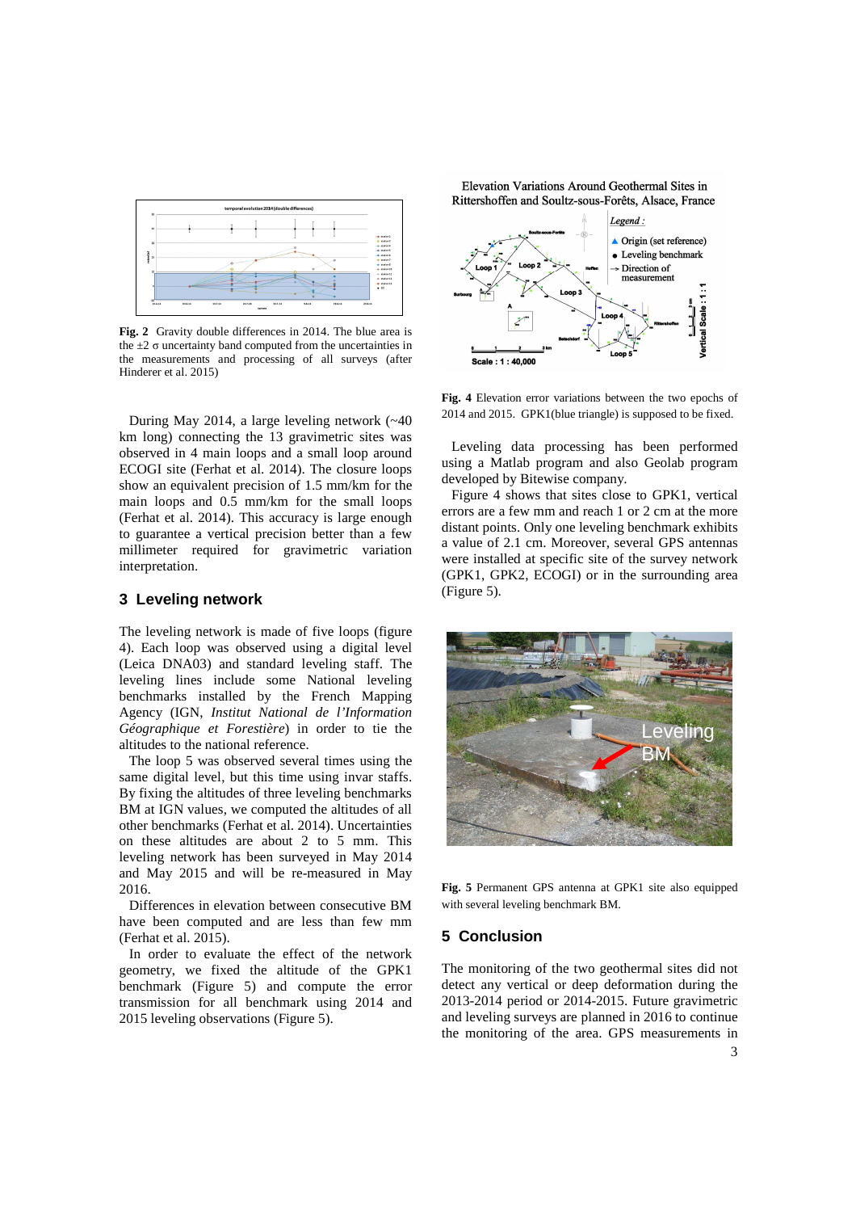Fig. 2 Gravity double differences in 2014. The blue area is the ±2 σ uncertainty band computed from the uncertainties in the measurements and processing of all surveys (after Hinderer et al. 2015)

During May 2014, a large leveling network (~40 km long) connecting the 13 gravimetric sites was observed in 4 main loops and a small loop around ECOGI site (Ferhat et al. 2014). The closure loops show an equivalent precision of 1.5 mm/km for the main loops and 0.5 mm/km for the small loops (Ferhat et al. 2014). This accuracy is large enough to guarantee a vertical precision better than a few millimeter required for gravimetric variation interpretation.

## 3 Leveling network

The leveling network is made of five loops (figure 4). Each loop was observed using a digital level (Leica DNA03) and standard leveling staff. The leveling lines include some National leveling benchmarks installed by the French Mapping Agency (IGN, *Institut National de l'Information Géographique et Forestière*) in order to tie the altitudes to the national reference.

The loop 5 was observed several times using the same digital level, but this time using invar staffs. By fixing the altitudes of three leveling benchmarks BM at IGN values, we computed the altitudes of all other benchmarks (Ferhat et al. 2014). Uncertainties on these altitudes are about 2 to 5 mm. This leveling network has been surveyed in May 2014 and May 2015 and will be re-measured in May 2016.

Differences in elevation between consecutive BM have been computed and are less than few mm (Ferhat et al. 2015).

In order to evaluate the effect of the network geometry, we fixed the altitude of the GPK1 benchmark (Figure 5) and compute the error transmission for all benchmark using 2014 and 2015 leveling observations (Figure 5).

Fig. 4 Elevation error variations between the two epochs of 2014 and 2015. GPK1(blue triangle) is supposed to be fixed.

Leveling data processing has been performed using a Matlab program and also Geolab program developed by Bitewise company.

Figure 4 shows that sites close to GPK1, vertical errors are a few mm and reach 1 or 2 cm at the more distant points. Only one leveling benchmark exhibits a value of 2.1 cm. Moreover, several GPS antennas were installed at specific site of the survey network (GPK1, GPK2, ECOGI) or in the surrounding area (Figure 5).

Fig. 5 Permanent GPS antenna at GPK1 site also equipped with several leveling benchmark BM.

## 5 Conclusion

The monitoring of the two geothermal sites did not detect any vertical or deep deformation during the 2013-2014 period or 2014-2015. Future gravimetric and leveling surveys are planned in 2016 to continue the monitoring of the area. GPS measurements in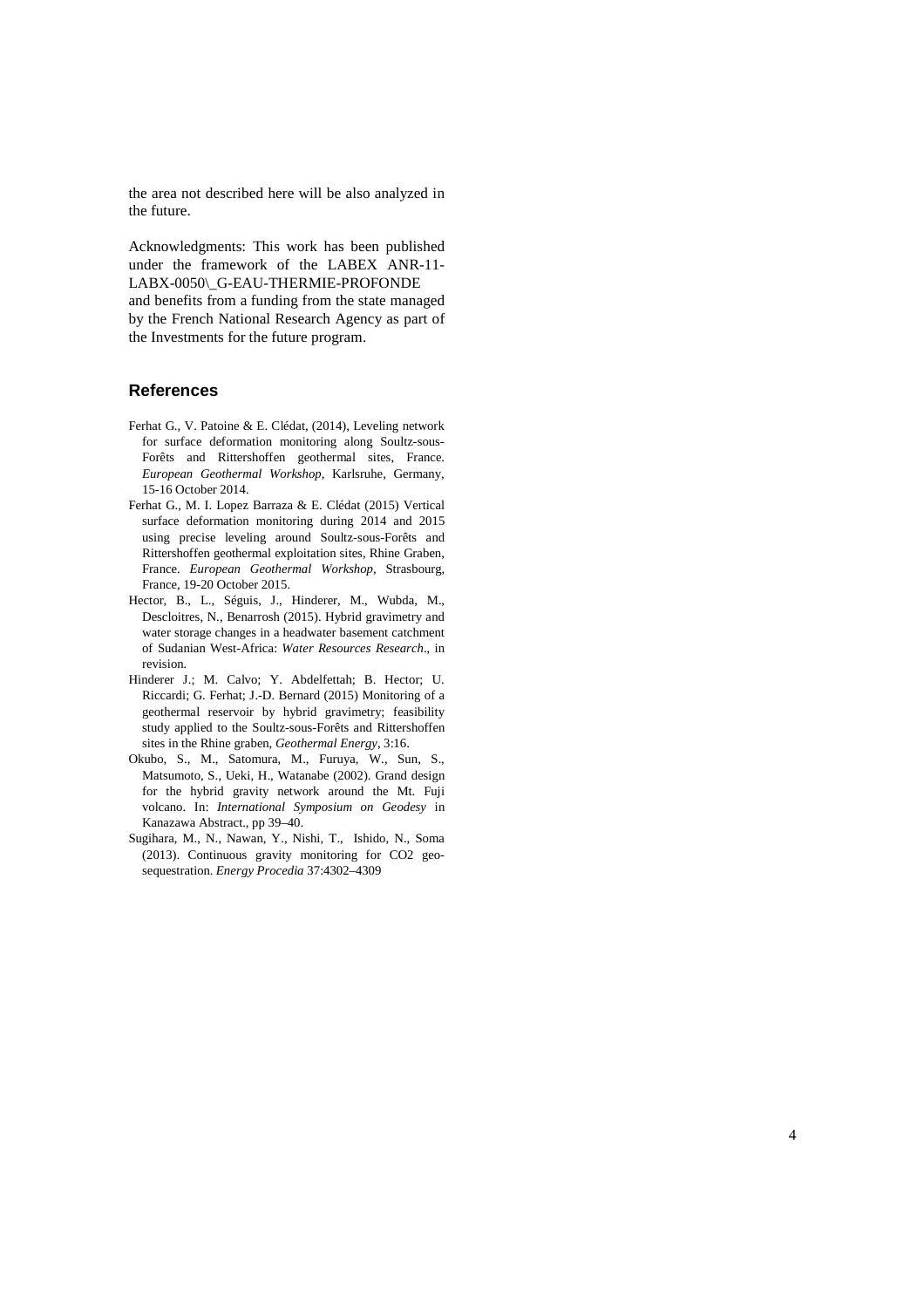the area not described here will be also analyzed in the future.

Acknowledgments: This work has been published under the framework of the LABEX ANR-11-LABX-0050\_G-EAU-THERMIE-PROFONDE and benefits from a funding from the state managed by the French National Research Agency as part of the Investments for the future program.

## References

Ferhat G., V. Patoine & E. Clédat, (2014), Leveling network for surface deformation monitoring along Soultz-sous-Forêts and Rittershoffen geothermal sites, France. *European Geothermal Workshop*, Karlsruhe, Germany, 15-16 October 2014.

Ferhat G., M. I. Lopez Barraza & E. Clédat (2015) Vertical surface deformation monitoring during 2014 and 2015 using precise leveling around Soultz-sous-Forêts and Rittershoffen geothermal exploitation sites, Rhine Graben, France. *European Geothermal Workshop*, Strasbourg, France, 19-20 October 2015.

Hector, B., L., Séguis, J., Hinderer, M., Wubda, M., Descloitres, N., Benarrosh (2015). Hybrid gravimetry and water storage changes in a headwater basement catchment of Sudanian West-Africa: *Water Resources Research*., in revision.

Hinderer J.; M. Calvo; Y. Abdelfettah; B. Hector; U. Riccardi; G. Ferhat; J.-D. Bernard (2015) Monitoring of a geothermal reservoir by hybrid gravimetry; feasibility study applied to the Soultz-sous-Forêts and Rittershoffen sites in the Rhine graben, *Geothermal Energy*, 3:16.

Okubo, S., M., Satomura, M., Furuya, W., Sun, S., Matsumoto, S., Ueki, H., Watanabe (2002). Grand design for the hybrid gravity network around the Mt. Fuji volcano. In: *International Symposium on Geodesy* in Kanazawa Abstract., pp 39–40.

Sugihara, M., N., Nawan, Y., Nishi, T., Ishido, N., Soma (2013). Continuous gravity monitoring for CO2 geo-sequestration. *Energy Procedia* 37:4302–4309